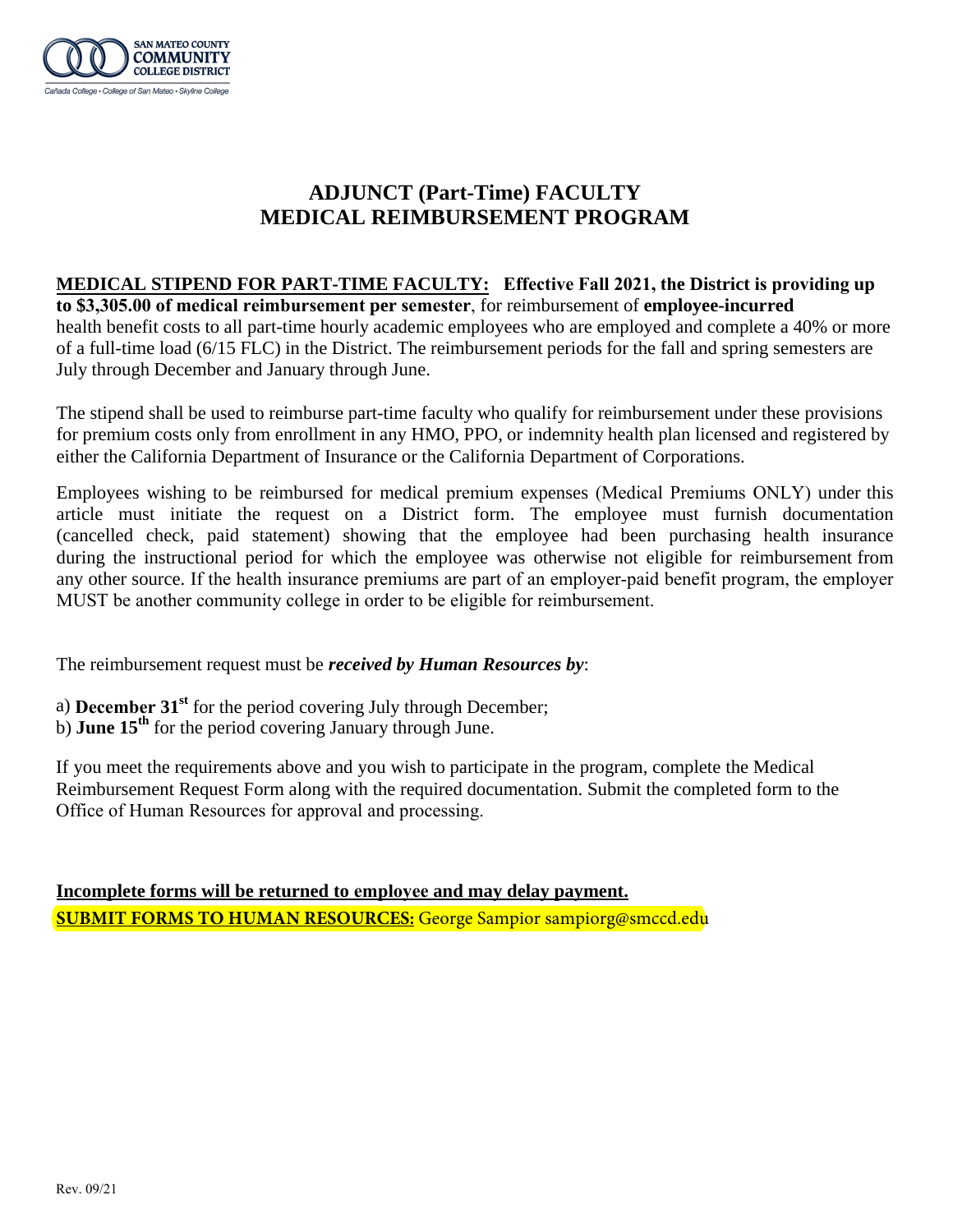SAN MATEO COUNTY COMMUNITY COLLEGE DISTRICT

Cañada College • College of San Mateo • Skyline College

# ADJUNCT (Part-Time) FACULTY MEDICAL REIMBURSEMENT PROGRAM

**MEDICAL STIPEND FOR PART-TIME FACULTY:** **Effective Fall 2021, the District is providing up to $3,305.00 of medical reimbursement per semester**, for reimbursement of **employee-incurred** health benefit costs to all part-time hourly academic employees who are employed and complete a 40% or more of a full-time load (6/15 FLC) in the District. The reimbursement periods for the fall and spring semesters are July through December and January through June.

The stipend shall be used to reimburse part-time faculty who qualify for reimbursement under these provisions for premium costs only from enrollment in any HMO, PPO, or indemnity health plan licensed and registered by either the California Department of Insurance or the California Department of Corporations.

Employees wishing to be reimbursed for medical premium expenses (Medical Premiums ONLY) under this article must initiate the request on a District form. The employee must furnish documentation (cancelled check, paid statement) showing that the employee had been purchasing health insurance during the instructional period for which the employee was otherwise not eligible for reimbursement from any other source. If the health insurance premiums are part of an employer-paid benefit program, the employer MUST be another community college in order to be eligible for reimbursement.

The reimbursement request must be ***received by Human Resources by***:

a) **December 31st** for the period covering July through December;
b) **June 15th** for the period covering January through June.

If you meet the requirements above and you wish to participate in the program, complete the Medical Reimbursement Request Form along with the required documentation. Submit the completed form to the Office of Human Resources for approval and processing.

**Incomplete forms will be returned to employee and may delay payment.**

**SUBMIT FORMS TO HUMAN RESOURCES:** George Sampior sampiorg@smccd.edu

Rev. 09/21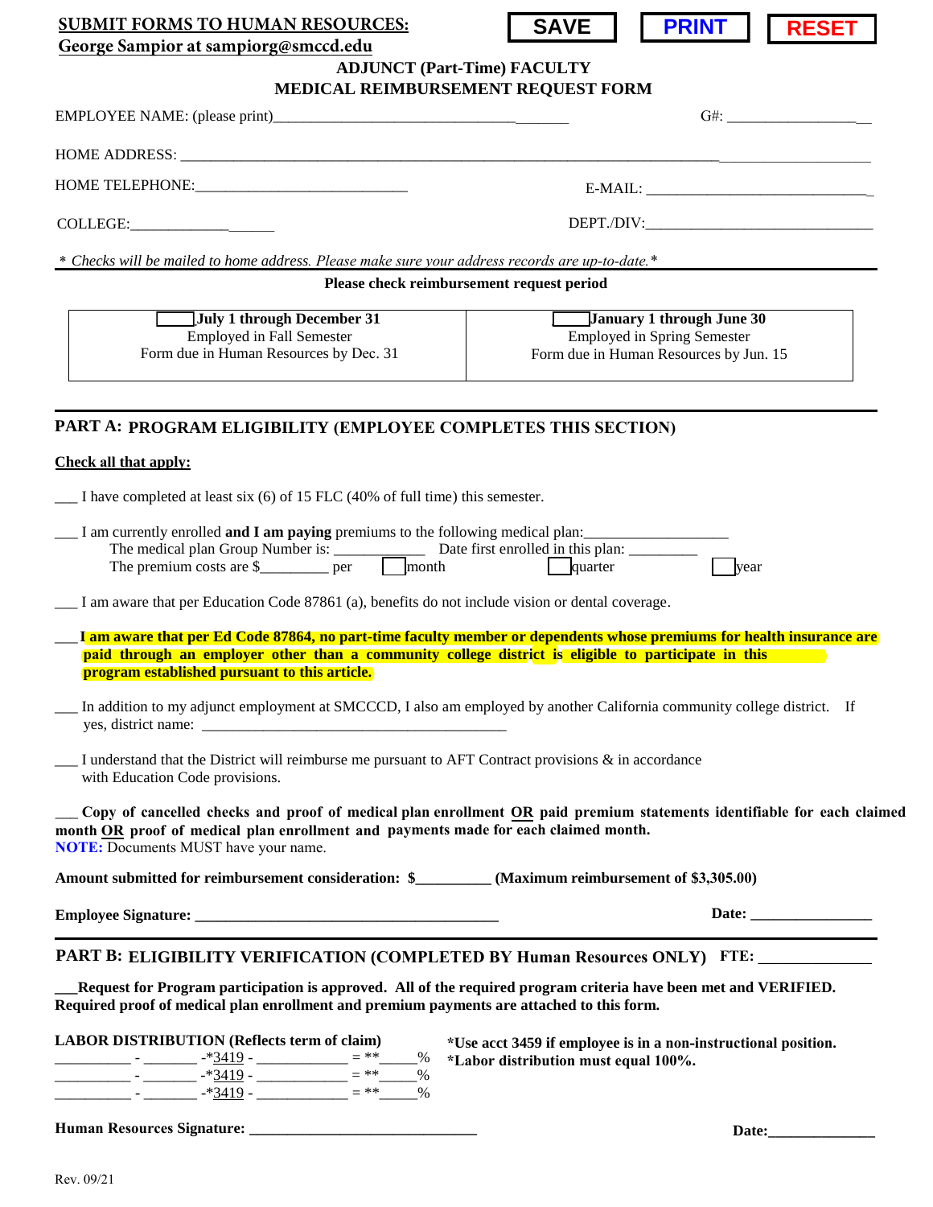**SUBMIT FORMS TO HUMAN RESOURCES:**
**George Sampior at sampiorg@smccd.edu**

SAVE | PRINT | RESET

## ADJUNCT (Part-Time) FACULTY
## MEDICAL REIMBURSEMENT REQUEST FORM

EMPLOYEE NAME: (please print)_______________________________________ G#: ___________________

HOME ADDRESS: ____________________________________________________________________________

HOME TELEPHONE:____________________________ E-MAIL: ______________________________

COLLEGE:____________________ DEPT./DIV:______________________________

*\* Checks will be mailed to home address. Please make sure your address records are up-to-date.\**

**Please check reimbursement request period**

| | |
|---|---|
| ☐ **July 1 through December 31**<br>Employed in Fall Semester<br>Form due in Human Resources by Dec. 31 | ☐ **January 1 through June 30**<br>Employed in Spring Semester<br>Form due in Human Resources by Jun. 15 |

## PART A: PROGRAM ELIGIBILITY (EMPLOYEE COMPLETES THIS SECTION)

**Check all that apply:**

___ I have completed at least six (6) of 15 FLC (40% of full time) this semester.

___ I am currently enrolled **and I am paying** premiums to the following medical plan:__________________
The medical plan Group Number is: ____________ Date first enrolled in this plan: _________
The premium costs are $_________ per ☐ month ☐ quarter ☐ year

___ I am aware that per Education Code 87861 (a), benefits do not include vision or dental coverage.

___ **I am aware that per Ed Code 87864, no part-time faculty member or dependents whose premiums for health insurance are paid through an employer other than a community college district is eligible to participate in this program established pursuant to this article.**

___ In addition to my adjunct employment at SMCCCD, I also am employed by another California community college district. If yes, district name: ________________________________________

___ I understand that the District will reimburse me pursuant to AFT Contract provisions & in accordance with Education Code provisions.

___ **Copy of cancelled checks and proof of medical plan enrollment OR paid premium statements identifiable for each claimed month OR proof of medical plan enrollment and payments made for each claimed month.**
**NOTE:** Documents MUST have your name.

**Amount submitted for reimbursement consideration: $_________ (Maximum reimbursement of $3,305.00)**

**Employee Signature: ________________________________________ Date: ________________**

## PART B: ELIGIBILITY VERIFICATION (COMPLETED BY Human Resources ONLY) FTE: ______________

**___Request for Program participation is approved. All of the required program criteria have been met and VERIFIED. Required proof of medical plan enrollment and premium payments are attached to this form.**

**LABOR DISTRIBUTION (Reflects term of claim)**

__________ - _______ -*3419 - ____________ = **_____%
__________ - _______ -*3419 - ____________ = **_____%
__________ - _______ -*3419 - ____________ = **_____%

**\*Use acct 3459 if employee is in a non-instructional position.**
**\*Labor distribution must equal 100%.**

**Human Resources Signature: ______________________________ Date:______________**

Rev. 09/21